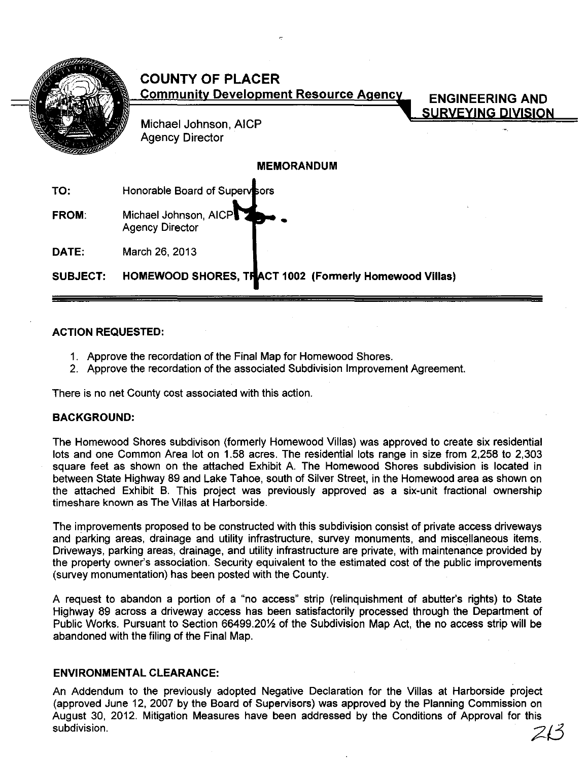# COUNTY OF PLACER

**Community Development Resource Agency**

**ENGINEERING AND SURVEYING DIVISION**

Michael Johnson, AICP
Agency Director

## MEMORANDUM

**TO:** Honorable Board of Supervisors

**FROM:** Michael Johnson, AICP
Agency Director

**DATE:** March 26, 2013

**SUBJECT:** **HOMEWOOD SHORES, TRACT 1002 (Formerly Homewood Villas)**

---

### ACTION REQUESTED:

1. Approve the recordation of the Final Map for Homewood Shores.
2. Approve the recordation of the associated Subdivision Improvement Agreement.

There is no net County cost associated with this action.

### BACKGROUND:

The Homewood Shores subdivison (formerly Homewood Villas) was approved to create six residential lots and one Common Area lot on 1.58 acres. The residential lots range in size from 2,258 to 2,303 square feet as shown on the attached Exhibit A. The Homewood Shores subdivision is located in between State Highway 89 and Lake Tahoe, south of Silver Street, in the Homewood area as shown on the attached Exhibit B. This project was previously approved as a six-unit fractional ownership timeshare known as The Villas at Harborside.

The improvements proposed to be constructed with this subdivision consist of private access driveways and parking areas, drainage and utility infrastructure, survey monuments, and miscellaneous items. Driveways, parking areas, drainage, and utility infrastructure are private, with maintenance provided by the property owner's association. Security equivalent to the estimated cost of the public improvements (survey monumentation) has been posted with the County.

A request to abandon a portion of a "no access" strip (relinquishment of abutter's rights) to State Highway 89 across a driveway access has been satisfactorily processed through the Department of Public Works. Pursuant to Section 66499.20½ of the Subdivision Map Act, the no access strip will be abandoned with the filing of the Final Map.

### ENVIRONMENTAL CLEARANCE:

An Addendum to the previously adopted Negative Declaration for the Villas at Harborside project (approved June 12, 2007 by the Board of Supervisors) was approved by the Planning Commission on August 30, 2012. Mitigation Measures have been addressed by the Conditions of Approval for this subdivision.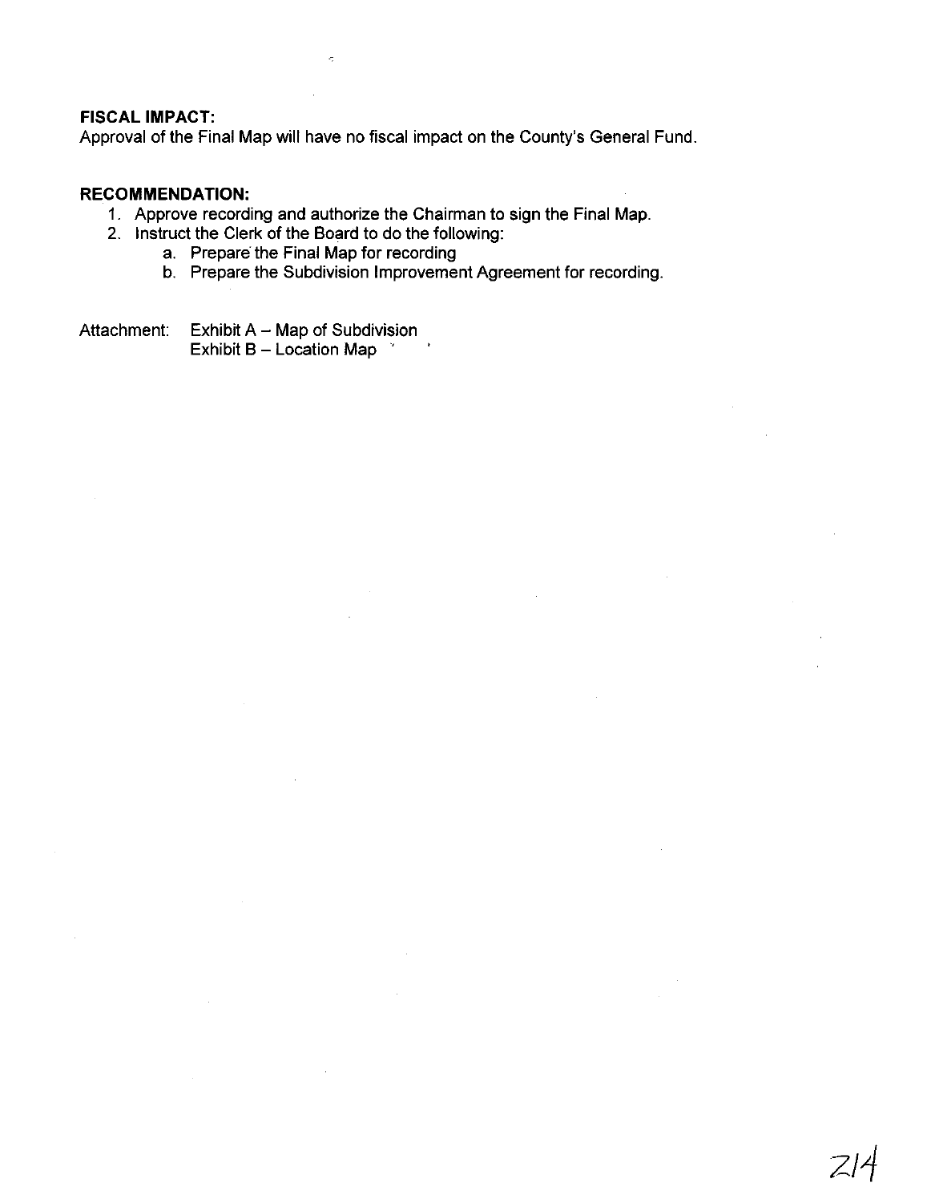**FISCAL IMPACT:**
Approval of the Final Map will have no fiscal impact on the County's General Fund.

**RECOMMENDATION:**

1. Approve recording and authorize the Chairman to sign the Final Map.
2. Instruct the Clerk of the Board to do the following:
   a. Prepare the Final Map for recording
   b. Prepare the Subdivision Improvement Agreement for recording.

Attachment: Exhibit A – Map of Subdivision
Exhibit B – Location Map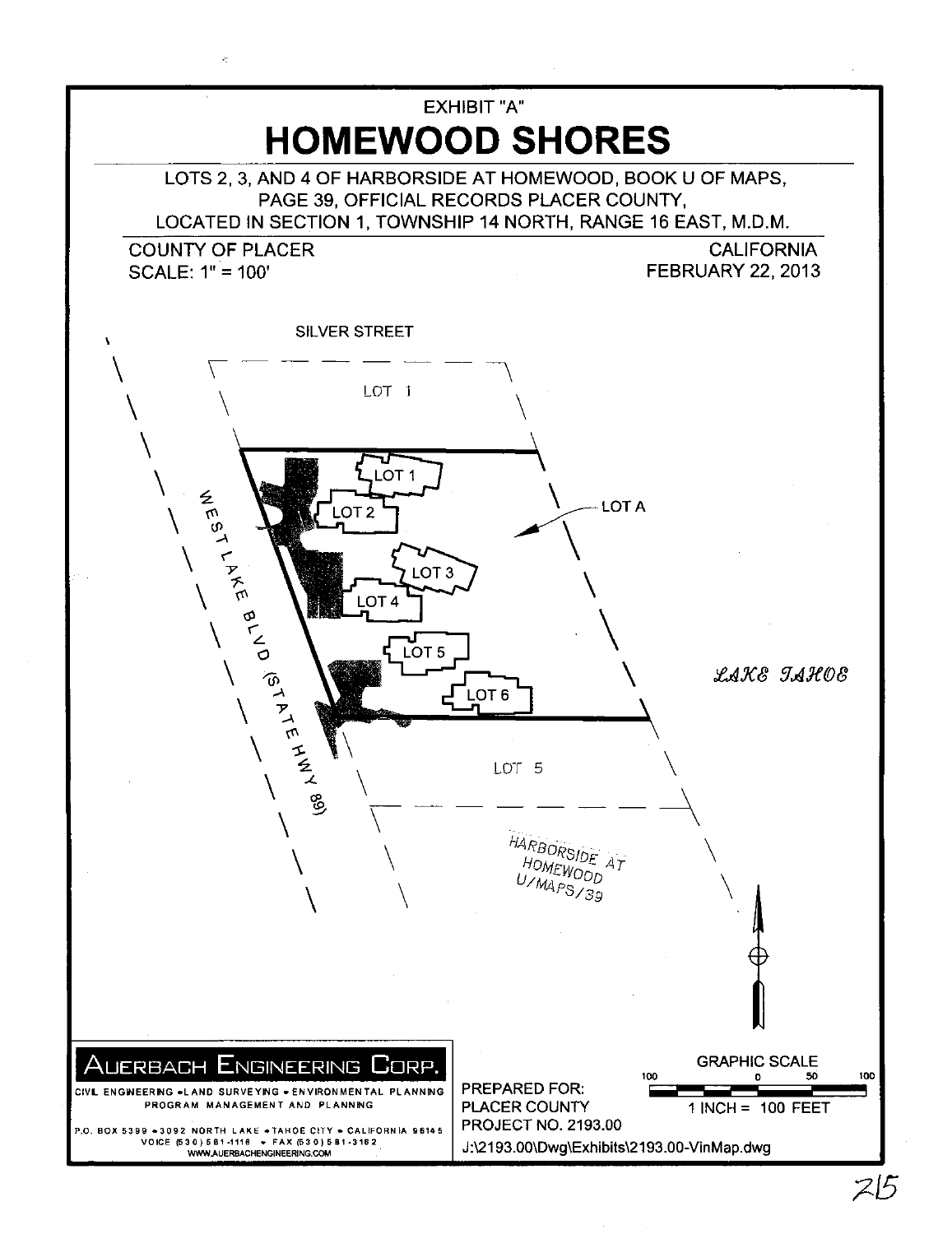EXHIBIT "A"

# HOMEWOOD SHORES

LOTS 2, 3, AND 4 OF HARBORSIDE AT HOMEWOOD, BOOK U OF MAPS, PAGE 39, OFFICIAL RECORDS PLACER COUNTY, LOCATED IN SECTION 1, TOWNSHIP 14 NORTH, RANGE 16 EAST, M.D.M.

COUNTY OF PLACER
SCALE: 1" = 100'

CALIFORNIA
FEBRUARY 22, 2013

SILVER STREET

LOT 1

LOT 1

LOT 2

LOT A

LOT 3

LOT 4

LOT 5

LOT 6

WEST LAKE BLVD (STATE HWY 89)

LAKE TAHOE

LOT 5

HARBORSIDE AT HOMEWOOD U/MAPS/39

GRAPHIC SCALE

100 0 50 100

1 INCH = 100 FEET

AUERBACH ENGINEERING CORP.

CIVIL ENGINEERING • LAND SURVEYING • ENVIRONMENTAL PLANNING PROGRAM MANAGEMENT AND PLANNING

P.O. BOX 5399 • 3092 NORTH LAKE • TAHOE CITY • CALIFORNIA 96145
VOICE (530) 581-1116 • FAX (530) 581-3162
WWW.AUERBACHENGINEERING.COM

PREPARED FOR:
PLACER COUNTY
PROJECT NO. 2193.00

J:\2193.00\Dwg\Exhibits\2193.00-VinMap.dwg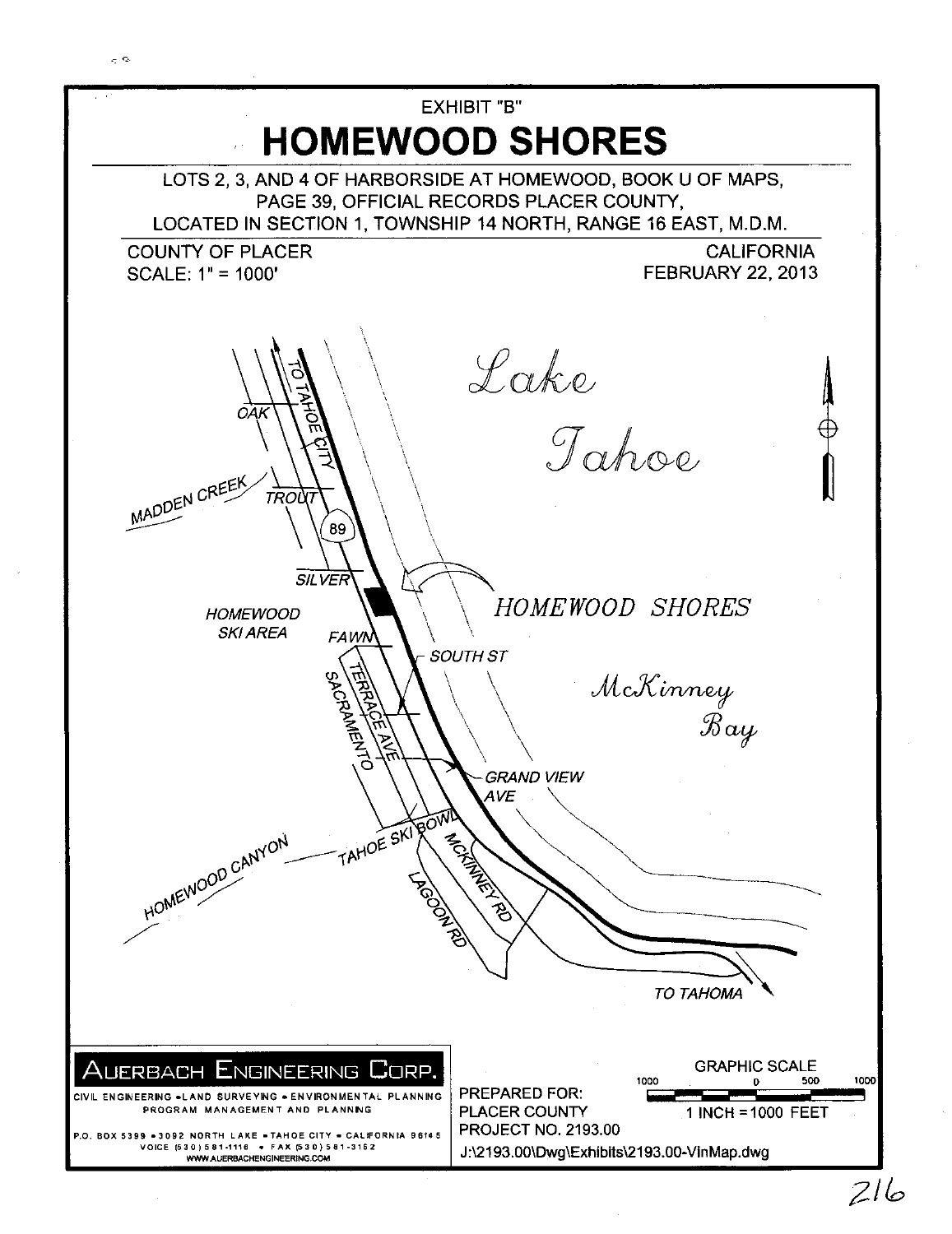EXHIBIT "B"

# HOMEWOOD SHORES

LOTS 2, 3, AND 4 OF HARBORSIDE AT HOMEWOOD, BOOK U OF MAPS, PAGE 39, OFFICIAL RECORDS PLACER COUNTY, LOCATED IN SECTION 1, TOWNSHIP 14 NORTH, RANGE 16 EAST, M.D.M.

COUNTY OF PLACER
SCALE: 1" = 1000'

CALIFORNIA
FEBRUARY 22, 2013

Lake Tahoe

TO TAHOE CITY
OAK
MADDEN CREEK
TROUT
89
SILVER
HOMEWOOD SHORES
HOMEWOOD SKI AREA
FAWN
SOUTH ST
TERRACE AVE
SACRAMENTO
McKinney Bay
GRAND VIEW AVE
TAHOE SKI BOWL
HOMEWOOD CANYON
MCKINNEY RD
LAGOON RD
TO TAHOMA

AUERBACH ENGINEERING CORP.
CIVIL ENGINEERING • LAND SURVEYING • ENVIRONMENTAL PLANNING
PROGRAM MANAGEMENT AND PLANNING
P.O. BOX 5399 • 3092 NORTH LAKE • TAHOE CITY • CALIFORNIA 96145
VOICE (530) 581-1116 • FAX (530) 581-3152
WWW.AUERBACHENGINEERING.COM

PREPARED FOR:
PLACER COUNTY
PROJECT NO. 2193.00
J:\2193.00\Dwg\Exhibits\2193.00-VinMap.dwg

GRAPHIC SCALE
1000 0 500 1000
1 INCH = 1000 FEET